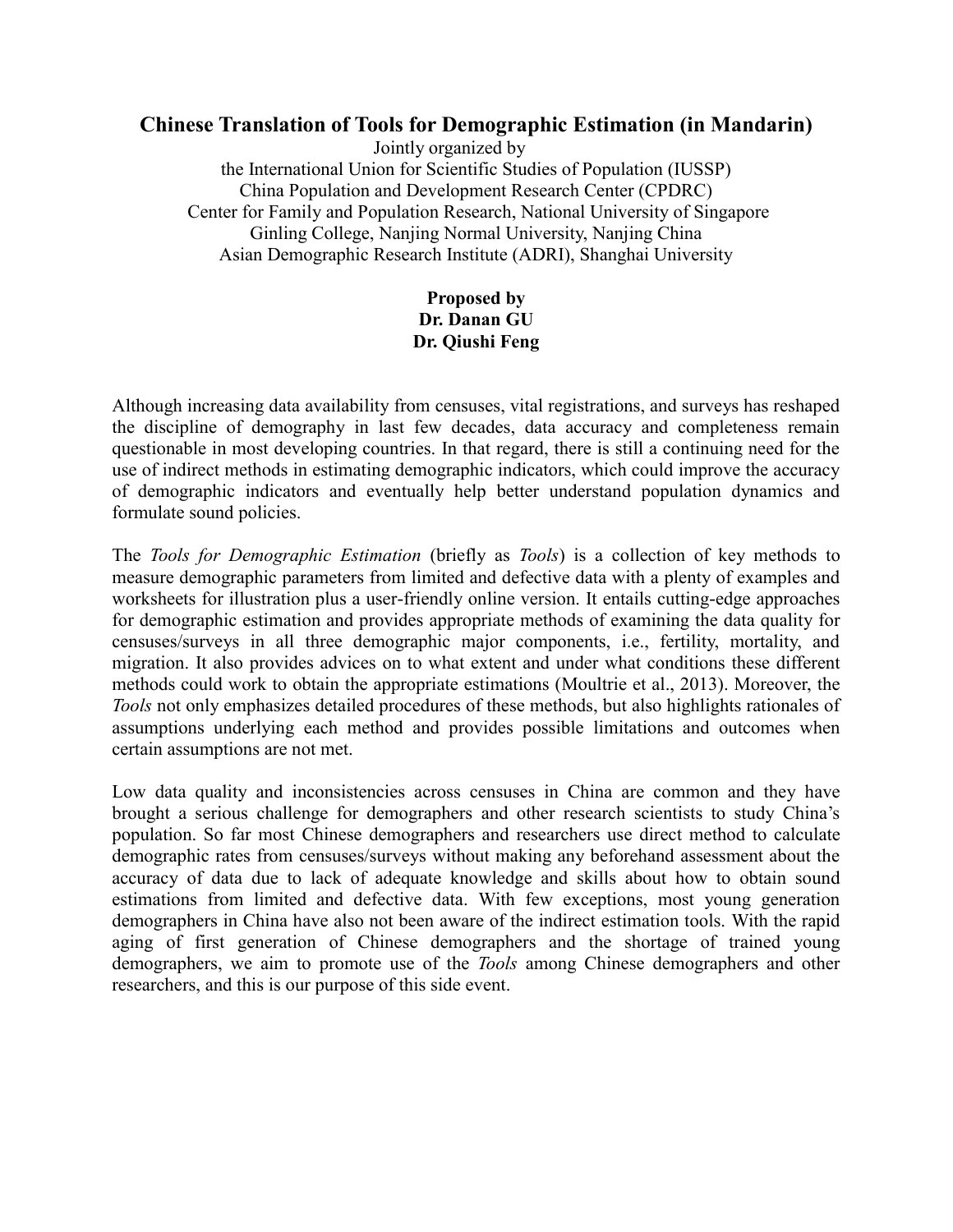# Chinese Translation of Tools for Demographic Estimation (in Mandarin)

Jointly organized by
the International Union for Scientific Studies of Population (IUSSP)
China Population and Development Research Center (CPDRC)
Center for Family and Population Research, National University of Singapore
Ginling College, Nanjing Normal University, Nanjing China
Asian Demographic Research Institute (ADRI), Shanghai University

**Proposed by**
**Dr. Danan GU**
**Dr. Qiushi Feng**

Although increasing data availability from censuses, vital registrations, and surveys has reshaped the discipline of demography in last few decades, data accuracy and completeness remain questionable in most developing countries. In that regard, there is still a continuing need for the use of indirect methods in estimating demographic indicators, which could improve the accuracy of demographic indicators and eventually help better understand population dynamics and formulate sound policies.

The *Tools for Demographic Estimation* (briefly as *Tools*) is a collection of key methods to measure demographic parameters from limited and defective data with a plenty of examples and worksheets for illustration plus a user-friendly online version. It entails cutting-edge approaches for demographic estimation and provides appropriate methods of examining the data quality for censuses/surveys in all three demographic major components, i.e., fertility, mortality, and migration. It also provides advices on to what extent and under what conditions these different methods could work to obtain the appropriate estimations (Moultrie et al., 2013). Moreover, the *Tools* not only emphasizes detailed procedures of these methods, but also highlights rationales of assumptions underlying each method and provides possible limitations and outcomes when certain assumptions are not met.

Low data quality and inconsistencies across censuses in China are common and they have brought a serious challenge for demographers and other research scientists to study China's population. So far most Chinese demographers and researchers use direct method to calculate demographic rates from censuses/surveys without making any beforehand assessment about the accuracy of data due to lack of adequate knowledge and skills about how to obtain sound estimations from limited and defective data. With few exceptions, most young generation demographers in China have also not been aware of the indirect estimation tools. With the rapid aging of first generation of Chinese demographers and the shortage of trained young demographers, we aim to promote use of the *Tools* among Chinese demographers and other researchers, and this is our purpose of this side event.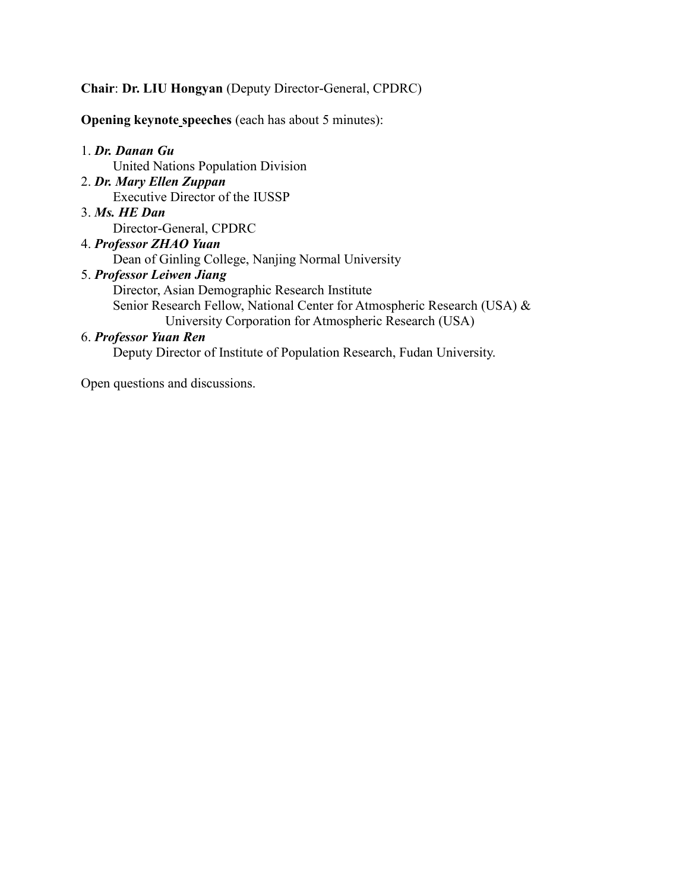**Chair**: **Dr. LIU Hongyan** (Deputy Director-General, CPDRC)

**Opening keynote speeches** (each has about 5 minutes):

1. ***Dr. Danan Gu***
   United Nations Population Division
2. ***Dr. Mary Ellen Zuppan***
   Executive Director of the IUSSP
3. ***Ms. HE Dan***
   Director-General, CPDRC
4. ***Professor ZHAO Yuan***
   Dean of Ginling College, Nanjing Normal University
5. ***Professor Leiwen Jiang***
   Director, Asian Demographic Research Institute
   Senior Research Fellow, National Center for Atmospheric Research (USA) & University Corporation for Atmospheric Research (USA)
6. ***Professor Yuan Ren***
   Deputy Director of Institute of Population Research, Fudan University.

Open questions and discussions.